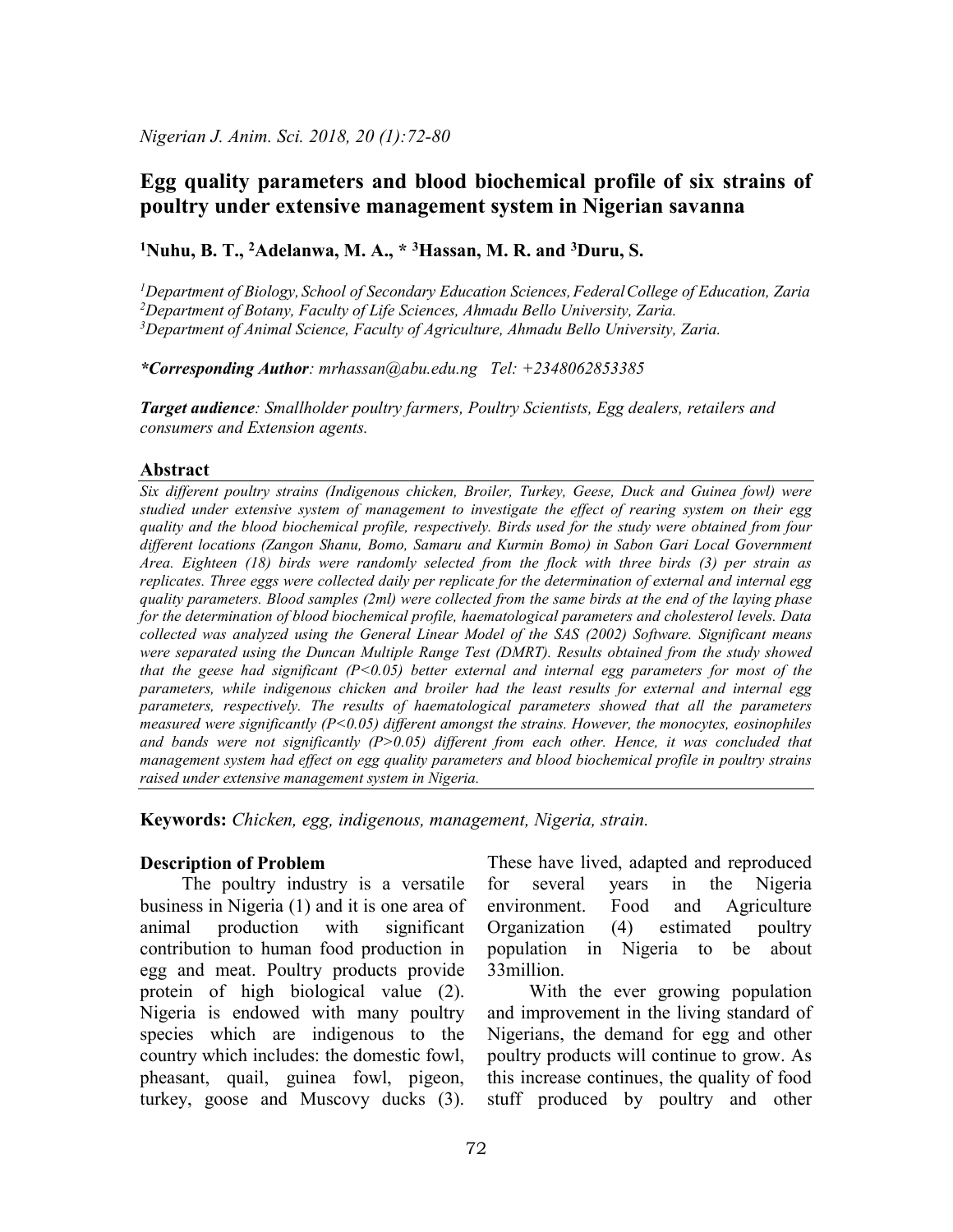# Egg quality parameters and blood biochemical profile of six strains of poultry under extensive management system in Nigerian savanna

[1]Nuhu, B. T., [2]Adelanwa, M. A., * [3]Hassan, M. R. and [3]Duru, S.

[1]*Department of Biology, School of Secondary Education Sciences, Federal College of Education, Zaria*
[2]*Department of Botany, Faculty of Life Sciences, Ahmadu Bello University, Zaria.*
[3]*Department of Animal Science, Faculty of Agriculture, Ahmadu Bello University, Zaria.*

***Corresponding Author**: mrhassan@abu.edu.ng Tel: +2348062853385*

***Target audience**: Smallholder poultry farmers, Poultry Scientists, Egg dealers, retailers and consumers and Extension agents.*

## Abstract

*Six different poultry strains (Indigenous chicken, Broiler, Turkey, Geese, Duck and Guinea fowl) were studied under extensive system of management to investigate the effect of rearing system on their egg quality and the blood biochemical profile, respectively. Birds used for the study were obtained from four different locations (Zangon Shanu, Bomo, Samaru and Kurmin Bomo) in Sabon Gari Local Government Area. Eighteen (18) birds were randomly selected from the flock with three birds (3) per strain as replicates. Three eggs were collected daily per replicate for the determination of external and internal egg quality parameters. Blood samples (2ml) were collected from the same birds at the end of the laying phase for the determination of blood biochemical profile, haematological parameters and cholesterol levels. Data collected was analyzed using the General Linear Model of the SAS (2002) Software. Significant means were separated using the Duncan Multiple Range Test (DMRT). Results obtained from the study showed that the geese had significant ($P<0.05$) better external and internal egg parameters for most of the parameters, while indigenous chicken and broiler had the least results for external and internal egg parameters, respectively. The results of haematological parameters showed that all the parameters measured were significantly ($P<0.05$) different amongst the strains. However, the monocytes, eosinophiles and bands were not significantly ($P>0.05$) different from each other. Hence, it was concluded that management system had effect on egg quality parameters and blood biochemical profile in poultry strains raised under extensive management system in Nigeria.*

**Keywords:** *Chicken, egg, indigenous, management, Nigeria, strain.*

## Description of Problem

The poultry industry is a versatile business in Nigeria (1) and it is one area of animal production with significant contribution to human food production in egg and meat. Poultry products provide protein of high biological value (2). Nigeria is endowed with many poultry species which are indigenous to the country which includes: the domestic fowl, pheasant, quail, guinea fowl, pigeon, turkey, goose and Muscovy ducks (3). These have lived, adapted and reproduced for several years in the Nigeria environment. Food and Agriculture Organization (4) estimated poultry population in Nigeria to be about 33million.

With the ever growing population and improvement in the living standard of Nigerians, the demand for egg and other poultry products will continue to grow. As this increase continues, the quality of food stuff produced by poultry and other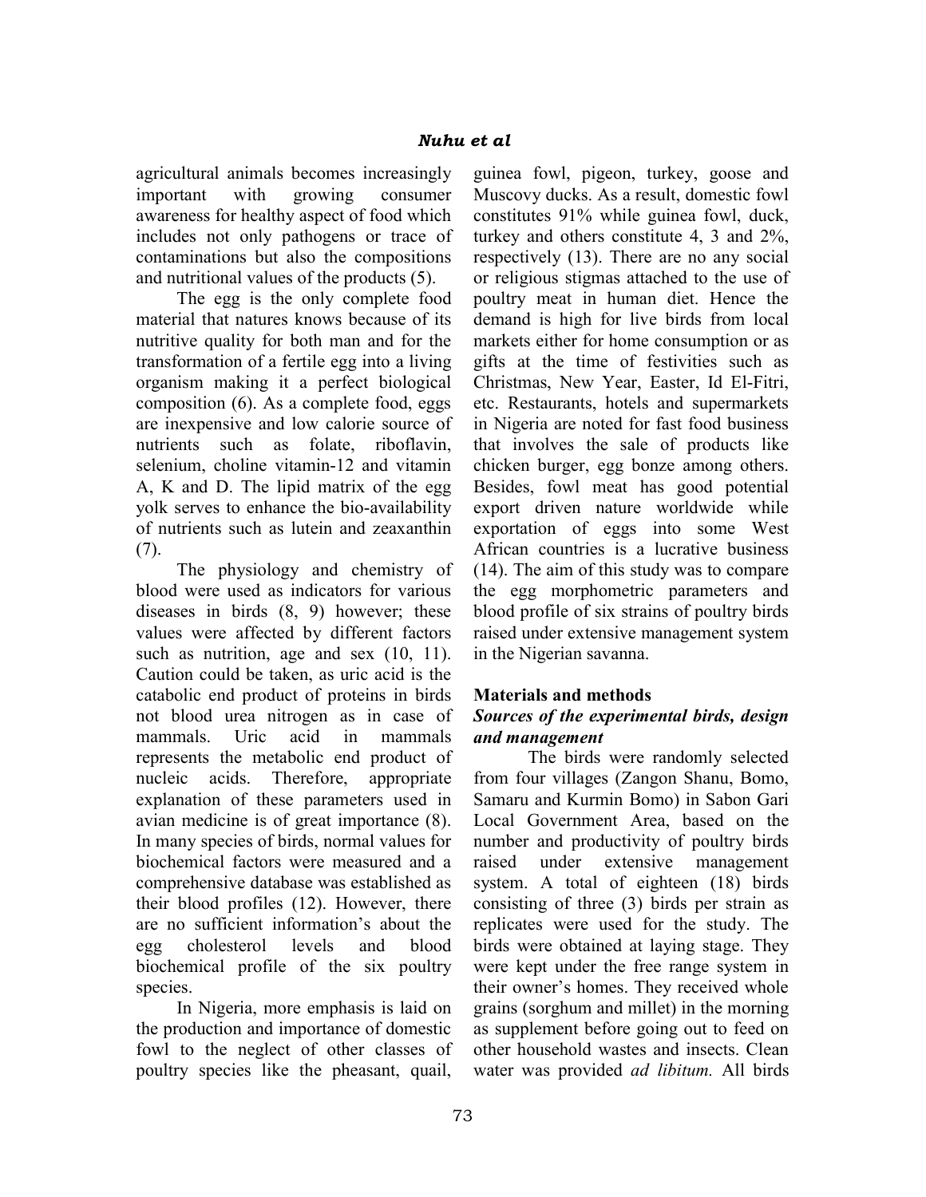agricultural animals becomes increasingly important with growing consumer awareness for healthy aspect of food which includes not only pathogens or trace of contaminations but also the compositions and nutritional values of the products (5).

The egg is the only complete food material that natures knows because of its nutritive quality for both man and for the transformation of a fertile egg into a living organism making it a perfect biological composition (6). As a complete food, eggs are inexpensive and low calorie source of nutrients such as folate, riboflavin, selenium, choline vitamin-12 and vitamin A, K and D. The lipid matrix of the egg yolk serves to enhance the bio-availability of nutrients such as lutein and zeaxanthin (7).

The physiology and chemistry of blood were used as indicators for various diseases in birds (8, 9) however; these values were affected by different factors such as nutrition, age and sex (10, 11). Caution could be taken, as uric acid is the catabolic end product of proteins in birds not blood urea nitrogen as in case of mammals. Uric acid in mammals represents the metabolic end product of nucleic acids. Therefore, appropriate explanation of these parameters used in avian medicine is of great importance (8). In many species of birds, normal values for biochemical factors were measured and a comprehensive database was established as their blood profiles (12). However, there are no sufficient information's about the egg cholesterol levels and blood biochemical profile of the six poultry species.

In Nigeria, more emphasis is laid on the production and importance of domestic fowl to the neglect of other classes of poultry species like the pheasant, quail, guinea fowl, pigeon, turkey, goose and Muscovy ducks. As a result, domestic fowl constitutes 91% while guinea fowl, duck, turkey and others constitute 4, 3 and 2%, respectively (13). There are no any social or religious stigmas attached to the use of poultry meat in human diet. Hence the demand is high for live birds from local markets either for home consumption or as gifts at the time of festivities such as Christmas, New Year, Easter, Id El-Fitri, etc. Restaurants, hotels and supermarkets in Nigeria are noted for fast food business that involves the sale of products like chicken burger, egg bonze among others. Besides, fowl meat has good potential export driven nature worldwide while exportation of eggs into some West African countries is a lucrative business (14). The aim of this study was to compare the egg morphometric parameters and blood profile of six strains of poultry birds raised under extensive management system in the Nigerian savanna.

## Materials and methods

### *Sources of the experimental birds, design and management*

The birds were randomly selected from four villages (Zangon Shanu, Bomo, Samaru and Kurmin Bomo) in Sabon Gari Local Government Area, based on the number and productivity of poultry birds raised under extensive management system. A total of eighteen (18) birds consisting of three (3) birds per strain as replicates were used for the study. The birds were obtained at laying stage. They were kept under the free range system in their owner's homes. They received whole grains (sorghum and millet) in the morning as supplement before going out to feed on other household wastes and insects. Clean water was provided *ad libitum.* All birds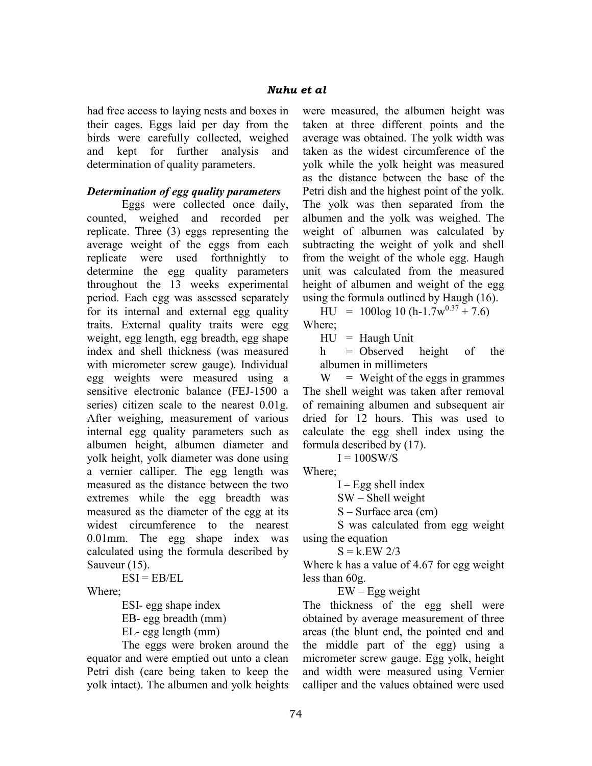had free access to laying nests and boxes in their cages. Eggs laid per day from the birds were carefully collected, weighed and kept for further analysis and determination of quality parameters.

### *Determination of egg quality parameters*

Eggs were collected once daily, counted, weighed and recorded per replicate. Three (3) eggs representing the average weight of the eggs from each replicate were used forthnightly to determine the egg quality parameters throughout the 13 weeks experimental period. Each egg was assessed separately for its internal and external egg quality traits. External quality traits were egg weight, egg length, egg breadth, egg shape index and shell thickness (was measured with micrometer screw gauge). Individual egg weights were measured using a sensitive electronic balance (FEJ-1500 a series) citizen scale to the nearest 0.01g. After weighing, measurement of various internal egg quality parameters such as albumen height, albumen diameter and yolk height, yolk diameter was done using a vernier calliper. The egg length was measured as the distance between the two extremes while the egg breadth was measured as the diameter of the egg at its widest circumference to the nearest 0.01mm. The egg shape index was calculated using the formula described by Sauveur (15).

$$ESI = EB/EL$$

Where;

ESI- egg shape index

EB- egg breadth (mm)

EL- egg length (mm)

The eggs were broken around the equator and were emptied out unto a clean Petri dish (care being taken to keep the yolk intact). The albumen and yolk heights were measured, the albumen height was taken at three different points and the average was obtained. The yolk width was taken as the widest circumference of the yolk while the yolk height was measured as the distance between the base of the Petri dish and the highest point of the yolk. The yolk was then separated from the albumen and the yolk was weighed. The weight of albumen was calculated by subtracting the weight of yolk and shell from the weight of the whole egg. Haugh unit was calculated from the measured height of albumen and weight of the egg using the formula outlined by Haugh (16).

$$HU = 100\log 10\ (h-1.7w^{0.37} + 7.6)$$

Where;

HU = Haugh Unit

h = Observed height of the albumen in millimeters

W = Weight of the eggs in grammes

The shell weight was taken after removal of remaining albumen and subsequent air dried for 12 hours. This was used to calculate the egg shell index using the formula described by (17).

$$I = 100SW/S$$

Where;

I – Egg shell index

SW – Shell weight

S – Surface area (cm)

S was calculated from egg weight using the equation

$$S = k.EW\ 2/3$$

Where k has a value of 4.67 for egg weight less than 60g.

EW – Egg weight

The thickness of the egg shell were obtained by average measurement of three areas (the blunt end, the pointed end and the middle part of the egg) using a micrometer screw gauge. Egg yolk, height and width were measured using Vernier calliper and the values obtained were used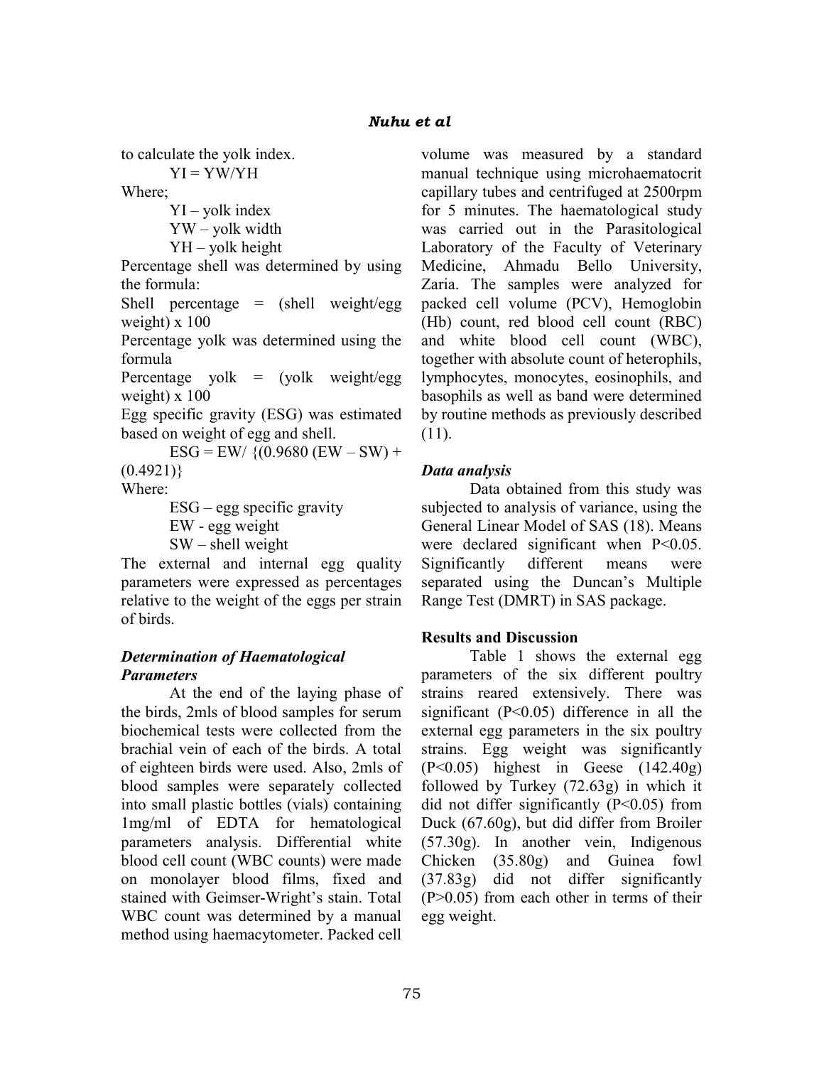to calculate the yolk index.

$$YI = YW/YH$$

Where;

YI – yolk index

YW – yolk width

YH – yolk height

Percentage shell was determined by using the formula:

Shell percentage = (shell weight/egg weight) x 100

Percentage yolk was determined using the formula

Percentage yolk = (yolk weight/egg weight) x 100

Egg specific gravity (ESG) was estimated based on weight of egg and shell.

$$ESG = EW/ \{(0.9680 (EW – SW) + (0.4921)\}$$

Where:

ESG – egg specific gravity

EW - egg weight

SW – shell weight

The external and internal egg quality parameters were expressed as percentages relative to the weight of the eggs per strain of birds.

### *Determination of Haematological Parameters*

At the end of the laying phase of the birds, 2mls of blood samples for serum biochemical tests were collected from the brachial vein of each of the birds. A total of eighteen birds were used. Also, 2mls of blood samples were separately collected into small plastic bottles (vials) containing 1mg/ml of EDTA for hematological parameters analysis. Differential white blood cell count (WBC counts) were made on monolayer blood films, fixed and stained with Geimser-Wright's stain. Total WBC count was determined by a manual method using haemacytometer. Packed cell volume was measured by a standard manual technique using microhaematocrit capillary tubes and centrifuged at 2500rpm for 5 minutes. The haematological study was carried out in the Parasitological Laboratory of the Faculty of Veterinary Medicine, Ahmadu Bello University, Zaria. The samples were analyzed for packed cell volume (PCV), Hemoglobin (Hb) count, red blood cell count (RBC) and white blood cell count (WBC), together with absolute count of heterophils, lymphocytes, monocytes, eosinophils, and basophils as well as band were determined by routine methods as previously described (11).

### *Data analysis*

Data obtained from this study was subjected to analysis of variance, using the General Linear Model of SAS (18). Means were declared significant when $P<0.05$. Significantly different means were separated using the Duncan's Multiple Range Test (DMRT) in SAS package.

## Results and Discussion

Table 1 shows the external egg parameters of the six different poultry strains reared extensively. There was significant ($P<0.05$) difference in all the external egg parameters in the six poultry strains. Egg weight was significantly ($P<0.05$) highest in Geese (142.40g) followed by Turkey (72.63g) in which it did not differ significantly ($P<0.05$) from Duck (67.60g), but did differ from Broiler (57.30g). In another vein, Indigenous Chicken (35.80g) and Guinea fowl (37.83g) did not differ significantly ($P>0.05$) from each other in terms of their egg weight.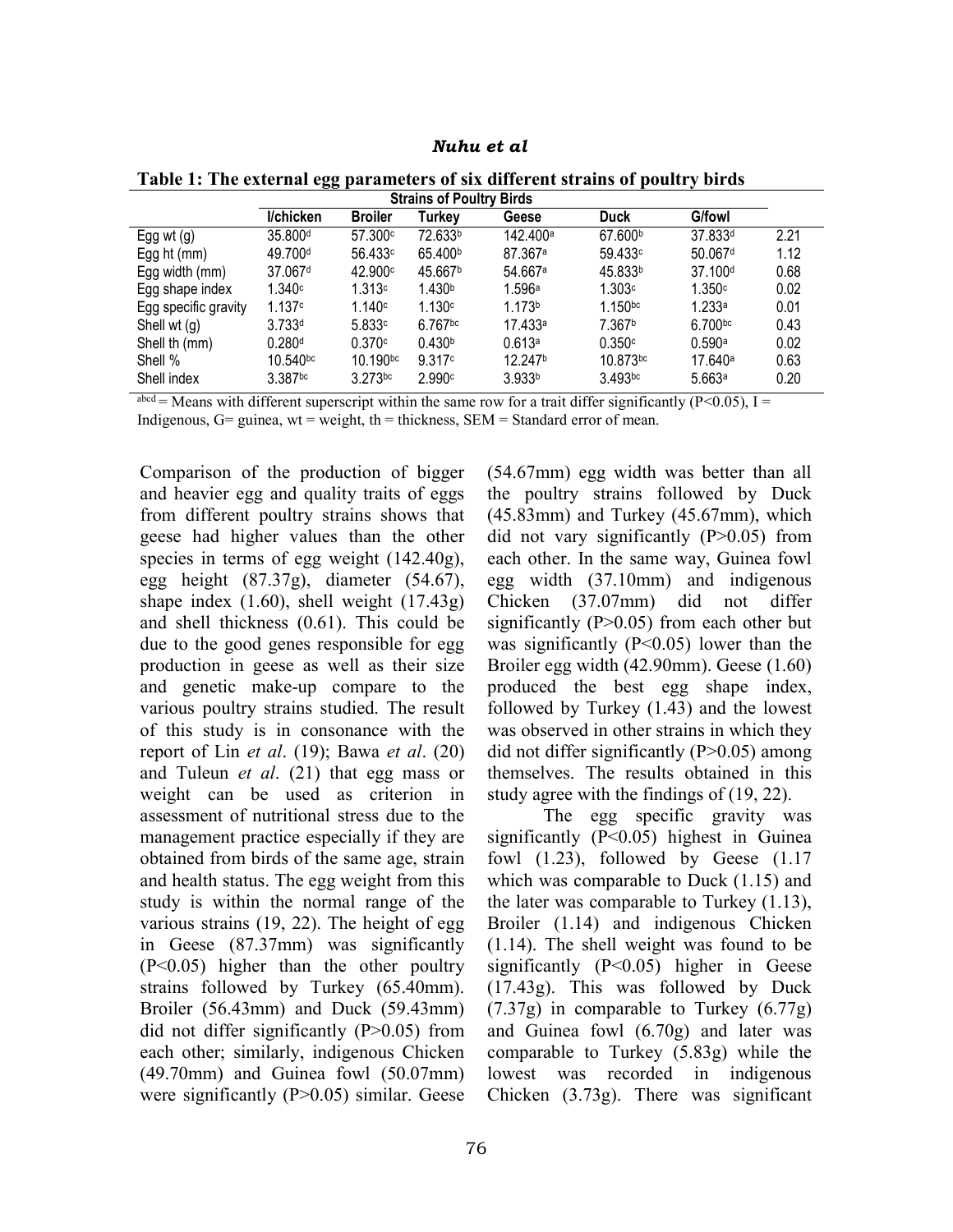**Table 1: The external egg parameters of six different strains of poultry birds**

| | Strains of Poultry Birds | | | | | | |
|---|---|---|---|---|---|---|---|
| | I/chicken | Broiler | Turkey | Geese | Duck | G/fowl | |
| Egg wt (g) | 35.800[d] | 57.300[c] | 72.633[b] | 142.400[a] | 67.600[b] | 37.833[d] | 2.21 |
| Egg ht (mm) | 49.700[d] | 56.433[c] | 65.400[b] | 87.367[a] | 59.433[c] | 50.067[d] | 1.12 |
| Egg width (mm) | 37.067[d] | 42.900[c] | 45.667[b] | 54.667[a] | 45.833[b] | 37.100[d] | 0.68 |
| Egg shape index | 1.340[c] | 1.313[c] | 1.430[b] | 1.596[a] | 1.303[c] | 1.350[c] | 0.02 |
| Egg specific gravity | 1.137[c] | 1.140[c] | 1.130[c] | 1.173[b] | 1.150[bc] | 1.233[a] | 0.01 |
| Shell wt (g) | 3.733[d] | 5.833[c] | 6.767[bc] | 17.433[a] | 7.367[b] | 6.700[bc] | 0.43 |
| Shell th (mm) | 0.280[d] | 0.370[c] | 0.430[b] | 0.613[a] | 0.350[c] | 0.590[a] | 0.02 |
| Shell % | 10.540[bc] | 10.190[bc] | 9.317[c] | 12.247[b] | 10.873[bc] | 17.640[a] | 0.63 |
| Shell index | 3.387[bc] | 3.273[bc] | 2.990[c] | 3.933[b] | 3.493[bc] | 5.663[a] | 0.20 |

[abcd] = Means with different superscript within the same row for a trait differ significantly ($P<0.05$), I = Indigenous, G= guinea, wt = weight, th = thickness, SEM = Standard error of mean.

Comparison of the production of bigger and heavier egg and quality traits of eggs from different poultry strains shows that geese had higher values than the other species in terms of egg weight (142.40g), egg height (87.37g), diameter (54.67), shape index (1.60), shell weight (17.43g) and shell thickness (0.61). This could be due to the good genes responsible for egg production in geese as well as their size and genetic make-up compare to the various poultry strains studied. The result of this study is in consonance with the report of Lin *et al*. (19); Bawa *et al*. (20) and Tuleun *et al*. (21) that egg mass or weight can be used as criterion in assessment of nutritional stress due to the management practice especially if they are obtained from birds of the same age, strain and health status. The egg weight from this study is within the normal range of the various strains (19, 22). The height of egg in Geese (87.37mm) was significantly ($P<0.05$) higher than the other poultry strains followed by Turkey (65.40mm). Broiler (56.43mm) and Duck (59.43mm) did not differ significantly ($P>0.05$) from each other; similarly, indigenous Chicken (49.70mm) and Guinea fowl (50.07mm) were significantly ($P>0.05$) similar. Geese (54.67mm) egg width was better than all the poultry strains followed by Duck (45.83mm) and Turkey (45.67mm), which did not vary significantly ($P>0.05$) from each other. In the same way, Guinea fowl egg width (37.10mm) and indigenous Chicken (37.07mm) did not differ significantly ($P>0.05$) from each other but was significantly ($P<0.05$) lower than the Broiler egg width (42.90mm). Geese (1.60) produced the best egg shape index, followed by Turkey (1.43) and the lowest was observed in other strains in which they did not differ significantly ($P>0.05$) among themselves. The results obtained in this study agree with the findings of (19, 22).

The egg specific gravity was significantly ($P<0.05$) highest in Guinea fowl (1.23), followed by Geese (1.17 which was comparable to Duck (1.15) and the later was comparable to Turkey (1.13), Broiler (1.14) and indigenous Chicken (1.14). The shell weight was found to be significantly ($P<0.05$) higher in Geese (17.43g). This was followed by Duck (7.37g) in comparable to Turkey (6.77g) and Guinea fowl (6.70g) and later was comparable to Turkey (5.83g) while the lowest was recorded in indigenous Chicken (3.73g). There was significant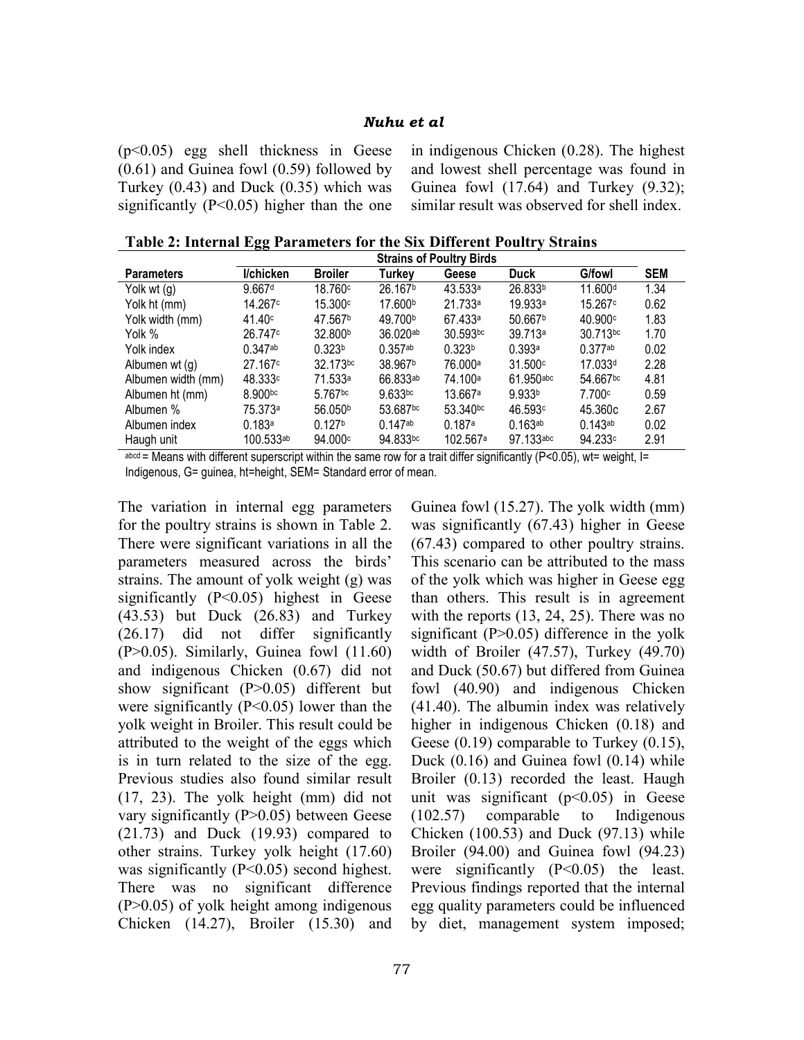(p<0.05) egg shell thickness in Geese (0.61) and Guinea fowl (0.59) followed by Turkey (0.43) and Duck (0.35) which was significantly (P<0.05) higher than the one in indigenous Chicken (0.28). The highest and lowest shell percentage was found in Guinea fowl (17.64) and Turkey (9.32); similar result was observed for shell index.

**Table 2: Internal Egg Parameters for the Six Different Poultry Strains**

| | Strains of Poultry Birds | | | | | | |
|---|---|---|---|---|---|---|---|
| **Parameters** | **I/chicken** | **Broiler** | **Turkey** | **Geese** | **Duck** | **G/fowl** | **SEM** |
| Yolk wt (g) | 9.667$^{d}$ | 18.760$^{c}$ | 26.167$^{b}$ | 43.533$^{a}$ | 26.833$^{b}$ | 11.600$^{d}$ | 1.34 |
| Yolk ht (mm) | 14.267$^{c}$ | 15.300$^{c}$ | 17.600$^{b}$ | 21.733$^{a}$ | 19.933$^{a}$ | 15.267$^{c}$ | 0.62 |
| Yolk width (mm) | 41.40$^{c}$ | 47.567$^{b}$ | 49.700$^{b}$ | 67.433$^{a}$ | 50.667$^{b}$ | 40.900$^{c}$ | 1.83 |
| Yolk % | 26.747$^{c}$ | 32.800$^{b}$ | 36.020$^{ab}$ | 30.593$^{bc}$ | 39.713$^{a}$ | 30.713$^{bc}$ | 1.70 |
| Yolk index | 0.347$^{ab}$ | 0.323$^{b}$ | 0.357$^{ab}$ | 0.323$^{b}$ | 0.393$^{a}$ | 0.377$^{ab}$ | 0.02 |
| Albumen wt (g) | 27.167$^{c}$ | 32.173$^{bc}$ | 38.967$^{b}$ | 76.000$^{a}$ | 31.500$^{c}$ | 17.033$^{d}$ | 2.28 |
| Albumen width (mm) | 48.333$^{c}$ | 71.533$^{a}$ | 66.833$^{ab}$ | 74.100$^{a}$ | 61.950$^{abc}$ | 54.667$^{bc}$ | 4.81 |
| Albumen ht (mm) | 8.900$^{bc}$ | 5.767$^{bc}$ | 9.633$^{bc}$ | 13.667$^{a}$ | 9.933$^{b}$ | 7.700$^{c}$ | 0.59 |
| Albumen % | 75.373$^{a}$ | 56.050$^{b}$ | 53.687$^{bc}$ | 53.340$^{bc}$ | 46.593$^{c}$ | 45.360c | 2.67 |
| Albumen index | 0.183$^{a}$ | 0.127$^{b}$ | 0.147$^{ab}$ | 0.187$^{a}$ | 0.163$^{ab}$ | 0.143$^{ab}$ | 0.02 |
| Haugh unit | 100.533$^{ab}$ | 94.000$^{c}$ | 94.833$^{bc}$ | 102.567$^{a}$ | 97.133$^{abc}$ | 94.233$^{c}$ | 2.91 |

$^{abcd}$ = Means with different superscript within the same row for a trait differ significantly (P<0.05), wt= weight, I= Indigenous, G= guinea, ht=height, SEM= Standard error of mean.

The variation in internal egg parameters for the poultry strains is shown in Table 2. There were significant variations in all the parameters measured across the birds' strains. The amount of yolk weight (g) was significantly (P<0.05) highest in Geese (43.53) but Duck (26.83) and Turkey (26.17) did not differ significantly (P>0.05). Similarly, Guinea fowl (11.60) and indigenous Chicken (0.67) did not show significant (P>0.05) different but were significantly (P<0.05) lower than the yolk weight in Broiler. This result could be attributed to the weight of the eggs which is in turn related to the size of the egg. Previous studies also found similar result (17, 23). The yolk height (mm) did not vary significantly (P>0.05) between Geese (21.73) and Duck (19.93) compared to other strains. Turkey yolk height (17.60) was significantly (P<0.05) second highest. There was no significant difference (P>0.05) of yolk height among indigenous Chicken (14.27), Broiler (15.30) and Guinea fowl (15.27). The yolk width (mm) was significantly (67.43) higher in Geese (67.43) compared to other poultry strains. This scenario can be attributed to the mass of the yolk which was higher in Geese egg than others. This result is in agreement with the reports (13, 24, 25). There was no significant (P>0.05) difference in the yolk width of Broiler (47.57), Turkey (49.70) and Duck (50.67) but differed from Guinea fowl (40.90) and indigenous Chicken (41.40). The albumin index was relatively higher in indigenous Chicken (0.18) and Geese (0.19) comparable to Turkey (0.15), Duck (0.16) and Guinea fowl (0.14) while Broiler (0.13) recorded the least. Haugh unit was significant (p<0.05) in Geese (102.57) comparable to Indigenous Chicken (100.53) and Duck (97.13) while Broiler (94.00) and Guinea fowl (94.23) were significantly (P<0.05) the least. Previous findings reported that the internal egg quality parameters could be influenced by diet, management system imposed;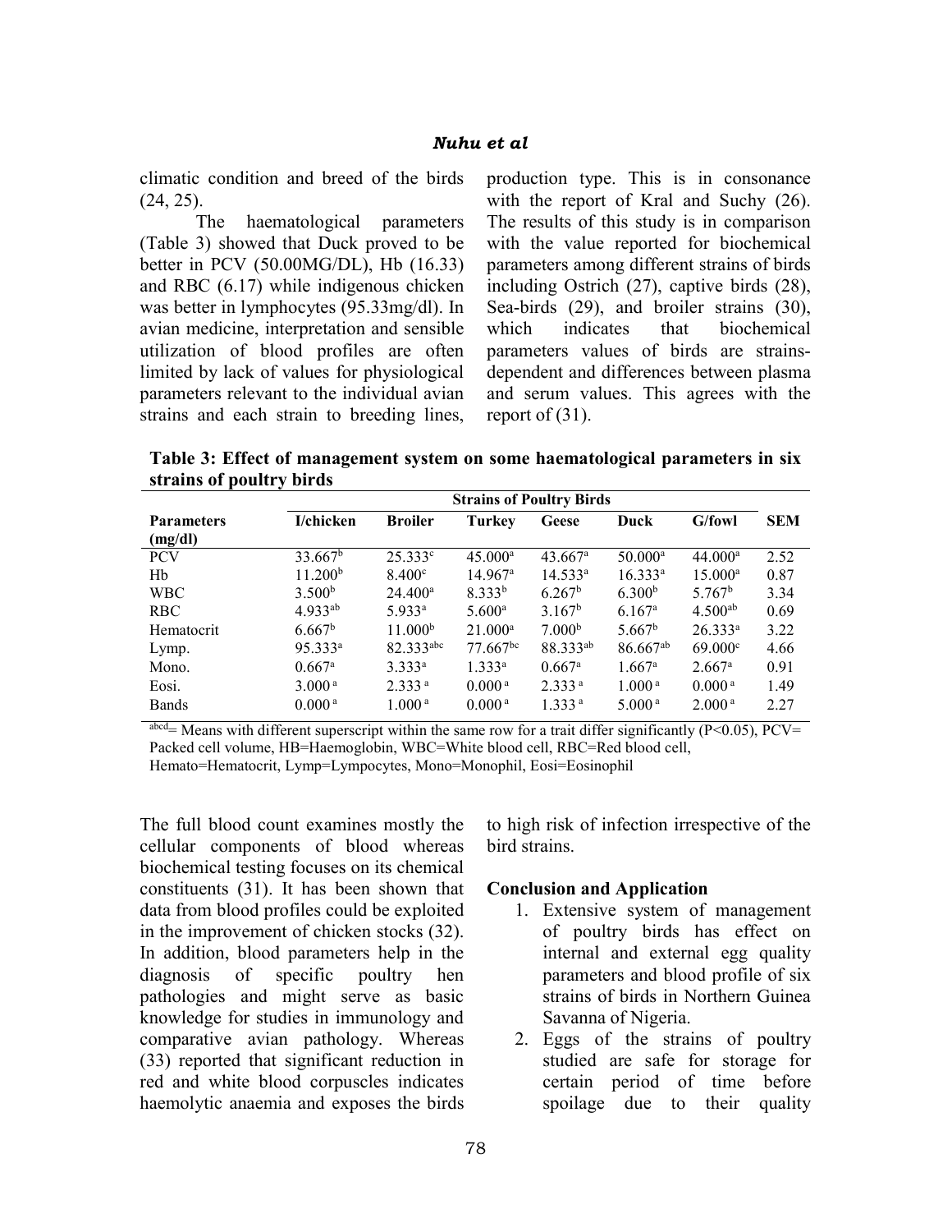climatic condition and breed of the birds (24, 25).

The haematological parameters (Table 3) showed that Duck proved to be better in PCV (50.00MG/DL), Hb (16.33) and RBC (6.17) while indigenous chicken was better in lymphocytes (95.33mg/dl). In avian medicine, interpretation and sensible utilization of blood profiles are often limited by lack of values for physiological parameters relevant to the individual avian strains and each strain to breeding lines, production type. This is in consonance with the report of Kral and Suchy (26). The results of this study is in comparison with the value reported for biochemical parameters among different strains of birds including Ostrich (27), captive birds (28), Sea-birds (29), and broiler strains (30), which indicates that biochemical parameters values of birds are strains-dependent and differences between plasma and serum values. This agrees with the report of (31).

**Table 3: Effect of management system on some haematological parameters in six strains of poultry birds**

| Parameters (mg/dl) | Strains of Poultry Birds | | | | | | SEM |
|---|---|---|---|---|---|---|---|
| | I/chicken | Broiler | Turkey | Geese | Duck | G/fowl | |
| PCV | 33.667[b] | 25.333[c] | 45.000[a] | 43.667[a] | 50.000[a] | 44.000[a] | 2.52 |
| Hb | 11.200[b] | 8.400[c] | 14.967[a] | 14.533[a] | 16.333[a] | 15.000[a] | 0.87 |
| WBC | 3.500[b] | 24.400[a] | 8.333[b] | 6.267[b] | 6.300[b] | 5.767[b] | 3.34 |
| RBC | 4.933[ab] | 5.933[a] | 5.600[a] | 3.167[b] | 6.167[a] | 4.500[ab] | 0.69 |
| Hematocrit | 6.667[b] | 11.000[b] | 21.000[a] | 7.000[b] | 5.667[b] | 26.333[a] | 3.22 |
| Lymp. | 95.333[a] | 82.333[abc] | 77.667[bc] | 88.333[ab] | 86.667[ab] | 69.000[c] | 4.66 |
| Mono. | 0.667[a] | 3.333[a] | 1.333[a] | 0.667[a] | 1.667[a] | 2.667[a] | 0.91 |
| Eosi. | 3.000[a] | 2.333[a] | 0.000[a] | 2.333[a] | 1.000[a] | 0.000[a] | 1.49 |
| Bands | 0.000[a] | 1.000[a] | 0.000[a] | 1.333[a] | 5.000[a] | 2.000[a] | 2.27 |

[abcd]= Means with different superscript within the same row for a trait differ significantly ($P<0.05$), PCV= Packed cell volume, HB=Haemoglobin, WBC=White blood cell, RBC=Red blood cell, Hemato=Hematocrit, Lymp=Lympocytes, Mono=Monophil, Eosi=Eosinophil

The full blood count examines mostly the cellular components of blood whereas biochemical testing focuses on its chemical constituents (31). It has been shown that data from blood profiles could be exploited in the improvement of chicken stocks (32). In addition, blood parameters help in the diagnosis of specific poultry hen pathologies and might serve as basic knowledge for studies in immunology and comparative avian pathology. Whereas (33) reported that significant reduction in red and white blood corpuscles indicates haemolytic anaemia and exposes the birds to high risk of infection irrespective of the bird strains.

## Conclusion and Application

1. Extensive system of management of poultry birds has effect on internal and external egg quality parameters and blood profile of six strains of birds in Northern Guinea Savanna of Nigeria.
2. Eggs of the strains of poultry studied are safe for storage for certain period of time before spoilage due to their quality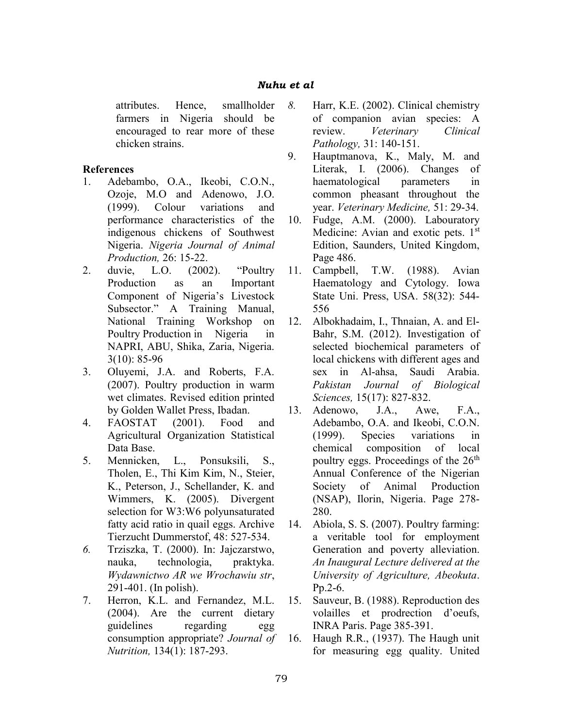attributes. Hence, smallholder farmers in Nigeria should be encouraged to rear more of these chicken strains.

## References

1. Adebambo, O.A., Ikeobi, C.O.N., Ozoje, M.O and Adenowo, J.O. (1999). Colour variations and performance characteristics of the indigenous chickens of Southwest Nigeria. *Nigeria Journal of Animal Production,* 26: 15-22.
2. duvie, L.O. (2002). "Poultry Production as an Important Component of Nigeria's Livestock Subsector." A Training Manual, National Training Workshop on Poultry Production in Nigeria in NAPRI, ABU, Shika, Zaria, Nigeria. 3(10): 85-96
3. Oluyemi, J.A. and Roberts, F.A. (2007). Poultry production in warm wet climates. Revised edition printed by Golden Wallet Press, Ibadan.
4. FAOSTAT (2001). Food and Agricultural Organization Statistical Data Base.
5. Mennicken, L., Ponsuksili, S., Tholen, E., Thi Kim Kim, N., Steier, K., Peterson, J., Schellander, K. and Wimmers, K. (2005). Divergent selection for W3:W6 polyunsaturated fatty acid ratio in quail eggs. Archive Tierzucht Dummerstof, 48: 527-534.
6. Trziszka, T. (2000). In: Jajczarstwo, nauka, technologia, praktyka. *Wydawnictwo AR we Wrochawiu str*, 291-401. (In polish).
7. Herron, K.L. and Fernandez, M.L. (2004). Are the current dietary guidelines regarding egg consumption appropriate? *Journal of Nutrition,* 134(1): 187-293.
8. Harr, K.E. (2002). Clinical chemistry of companion avian species: A review. *Veterinary Clinical Pathology,* 31: 140-151.
9. Hauptmanova, K., Maly, M. and Literak, I. (2006). Changes of haematological parameters in common pheasant throughout the year. *Veterinary Medicine,* 51: 29-34.
10. Fudge, A.M. (2000). Labouratory Medicine: Avian and exotic pets. 1st Edition, Saunders, United Kingdom, Page 486.
11. Campbell, T.W. (1988). Avian Haematology and Cytology. Iowa State Uni. Press, USA. 58(32): 544-556
12. Albokhadaim, I., Thnaian, A. and El-Bahr, S.M. (2012). Investigation of selected biochemical parameters of local chickens with different ages and sex in Al-ahsa, Saudi Arabia. *Pakistan Journal of Biological Sciences,* 15(17): 827-832.
13. Adenowo, J.A., Awe, F.A., Adebambo, O.A. and Ikeobi, C.O.N. (1999). Species variations in chemical composition of local poultry eggs. Proceedings of the 26th Annual Conference of the Nigerian Society of Animal Production (NSAP), Ilorin, Nigeria. Page 278-280.
14. Abiola, S. S. (2007). Poultry farming: a veritable tool for employment Generation and poverty alleviation. *An Inaugural Lecture delivered at the University of Agriculture, Abeokuta*. Pp.2-6.
15. Sauveur, B. (1988). Reproduction des volailles et prodrection d'oeufs, INRA Paris. Page 385-391.
16. Haugh R.R., (1937). The Haugh unit for measuring egg quality. United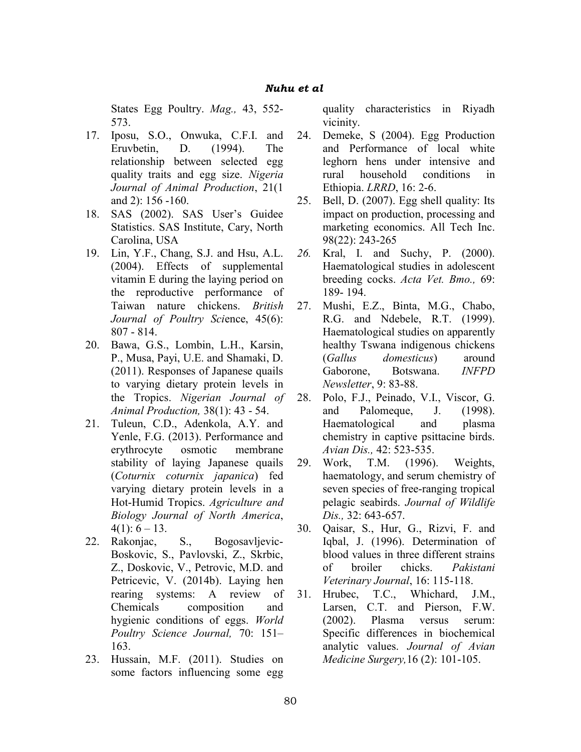States Egg Poultry. *Mag.,* 43, 552-573.

17. Iposu, S.O., Onwuka, C.F.I. and Eruvbetin, D. (1994). The relationship between selected egg quality traits and egg size. *Nigeria Journal of Animal Production*, 21(1 and 2): 156 -160.
18. SAS (2002). SAS User's Guidee Statistics. SAS Institute, Cary, North Carolina, USA
19. Lin, Y.F., Chang, S.J. and Hsu, A.L. (2004). Effects of supplemental vitamin E during the laying period on the reproductive performance of Taiwan nature chickens. *British Journal of Poultry Sci*ence, 45(6): 807 - 814.
20. Bawa, G.S., Lombin, L.H., Karsin, P., Musa, Payi, U.E. and Shamaki, D. (2011). Responses of Japanese quails to varying dietary protein levels in the Tropics. *Nigerian Journal of Animal Production,* 38(1): 43 - 54.
21. Tuleun, C.D., Adenkola, A.Y. and Yenle, F.G. (2013). Performance and erythrocyte osmotic membrane stability of laying Japanese quails (*Coturnix coturnix japanica*) fed varying dietary protein levels in a Hot-Humid Tropics. *Agriculture and Biology Journal of North America*, 4(1): 6 – 13.
22. Rakonjac, S., Bogosavljevic-Boskovic, S., Pavlovski, Z., Skrbic, Z., Doskovic, V., Petrovic, M.D. and Petricevic, V. (2014b). Laying hen rearing systems: A review of Chemicals composition and hygienic conditions of eggs. *World Poultry Science Journal,* 70: 151–163.
23. Hussain, M.F. (2011). Studies on some factors influencing some egg quality characteristics in Riyadh vicinity.
24. Demeke, S (2004). Egg Production and Performance of local white leghorn hens under intensive and rural household conditions in Ethiopia. *LRRD*, 16: 2-6.
25. Bell, D. (2007). Egg shell quality: Its impact on production, processing and marketing economics. All Tech Inc. 98(22): 243-265
26. Kral, I. and Suchy, P. (2000). Haematological studies in adolescent breeding cocks. *Acta Vet. Bmo.,* 69: 189- 194.
27. Mushi, E.Z., Binta, M.G., Chabo, R.G. and Ndebele, R.T. (1999). Haematological studies on apparently healthy Tswana indigenous chickens (*Gallus domesticus*) around Gaborone, Botswana. *INFPD Newsletter*, 9: 83-88.
28. Polo, F.J., Peinado, V.I., Viscor, G. and Palomeque, J. (1998). Haematological and plasma chemistry in captive psittacine birds. *Avian Dis.,* 42: 523-535.
29. Work, T.M. (1996). Weights, haematology, and serum chemistry of seven species of free-ranging tropical pelagic seabirds. *Journal of Wildlife Dis.,* 32: 643-657.
30. Qaisar, S., Hur, G., Rizvi, F. and Iqbal, J. (1996). Determination of blood values in three different strains of broiler chicks. *Pakistani Veterinary Journal*, 16: 115-118.
31. Hrubec, T.C., Whichard, J.M., Larsen, C.T. and Pierson, F.W. (2002). Plasma versus serum: Specific differences in biochemical analytic values. *Journal of Avian Medicine Surgery,*16 (2): 101-105.